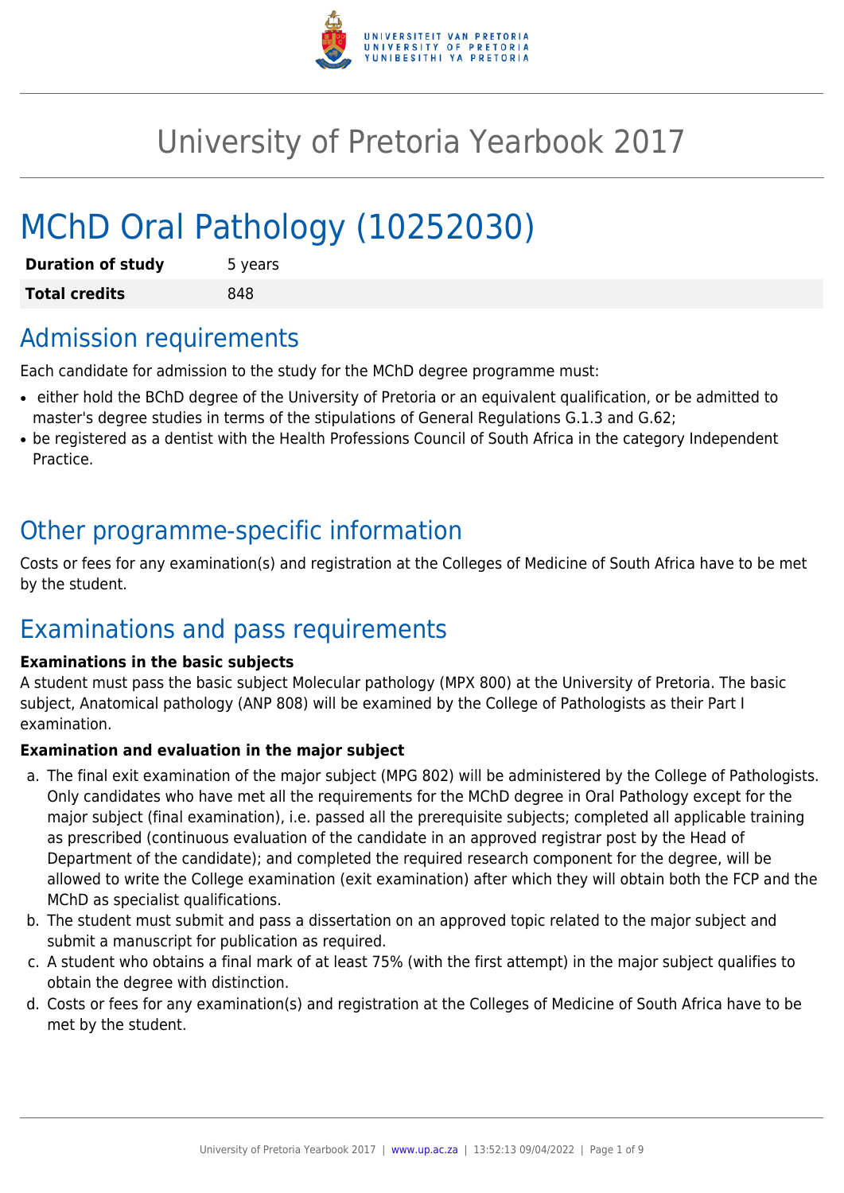# University of Pretoria Yearbook 2017

# MChD Oral Pathology (10252030)

| | |
|---|---|
| **Duration of study** | 5 years |
| **Total credits** | 848 |

## Admission requirements

Each candidate for admission to the study for the MChD degree programme must:

- either hold the BChD degree of the University of Pretoria or an equivalent qualification, or be admitted to master's degree studies in terms of the stipulations of General Regulations G.1.3 and G.62;
- be registered as a dentist with the Health Professions Council of South Africa in the category Independent Practice.

## Other programme-specific information

Costs or fees for any examination(s) and registration at the Colleges of Medicine of South Africa have to be met by the student.

## Examinations and pass requirements

**Examinations in the basic subjects**

A student must pass the basic subject Molecular pathology (MPX 800) at the University of Pretoria. The basic subject, Anatomical pathology (ANP 808) will be examined by the College of Pathologists as their Part I examination.

**Examination and evaluation in the major subject**

a. The final exit examination of the major subject (MPG 802) will be administered by the College of Pathologists. Only candidates who have met all the requirements for the MChD degree in Oral Pathology except for the major subject (final examination), i.e. passed all the prerequisite subjects; completed all applicable training as prescribed (continuous evaluation of the candidate in an approved registrar post by the Head of Department of the candidate); and completed the required research component for the degree, will be allowed to write the College examination (exit examination) after which they will obtain both the FCP and the MChD as specialist qualifications.
b. The student must submit and pass a dissertation on an approved topic related to the major subject and submit a manuscript for publication as required.
c. A student who obtains a final mark of at least 75% (with the first attempt) in the major subject qualifies to obtain the degree with distinction.
d. Costs or fees for any examination(s) and registration at the Colleges of Medicine of South Africa have to be met by the student.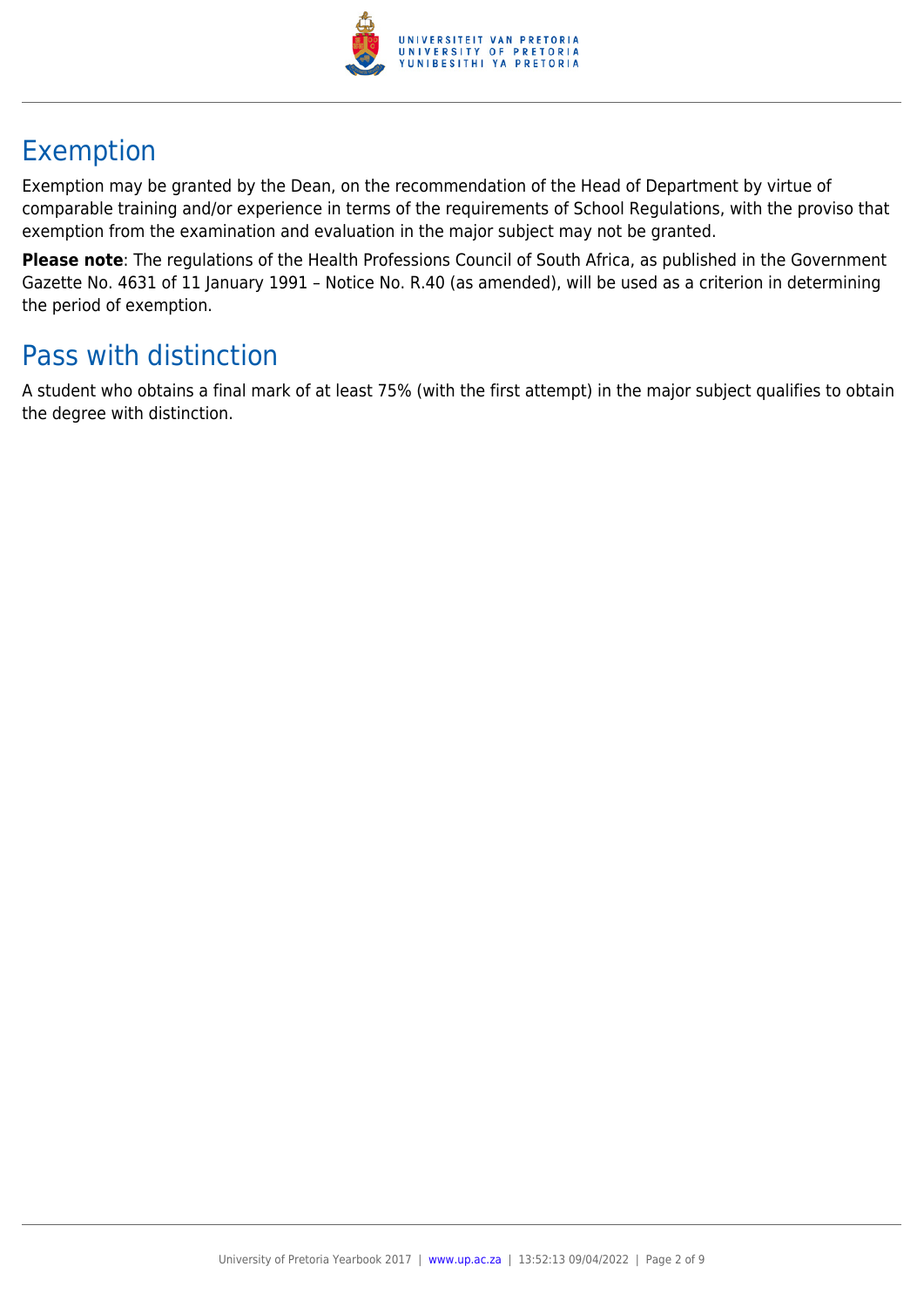## Exemption

Exemption may be granted by the Dean, on the recommendation of the Head of Department by virtue of comparable training and/or experience in terms of the requirements of School Regulations, with the proviso that exemption from the examination and evaluation in the major subject may not be granted.

**Please note**: The regulations of the Health Professions Council of South Africa, as published in the Government Gazette No. 4631 of 11 January 1991 – Notice No. R.40 (as amended), will be used as a criterion in determining the period of exemption.

## Pass with distinction

A student who obtains a final mark of at least 75% (with the first attempt) in the major subject qualifies to obtain the degree with distinction.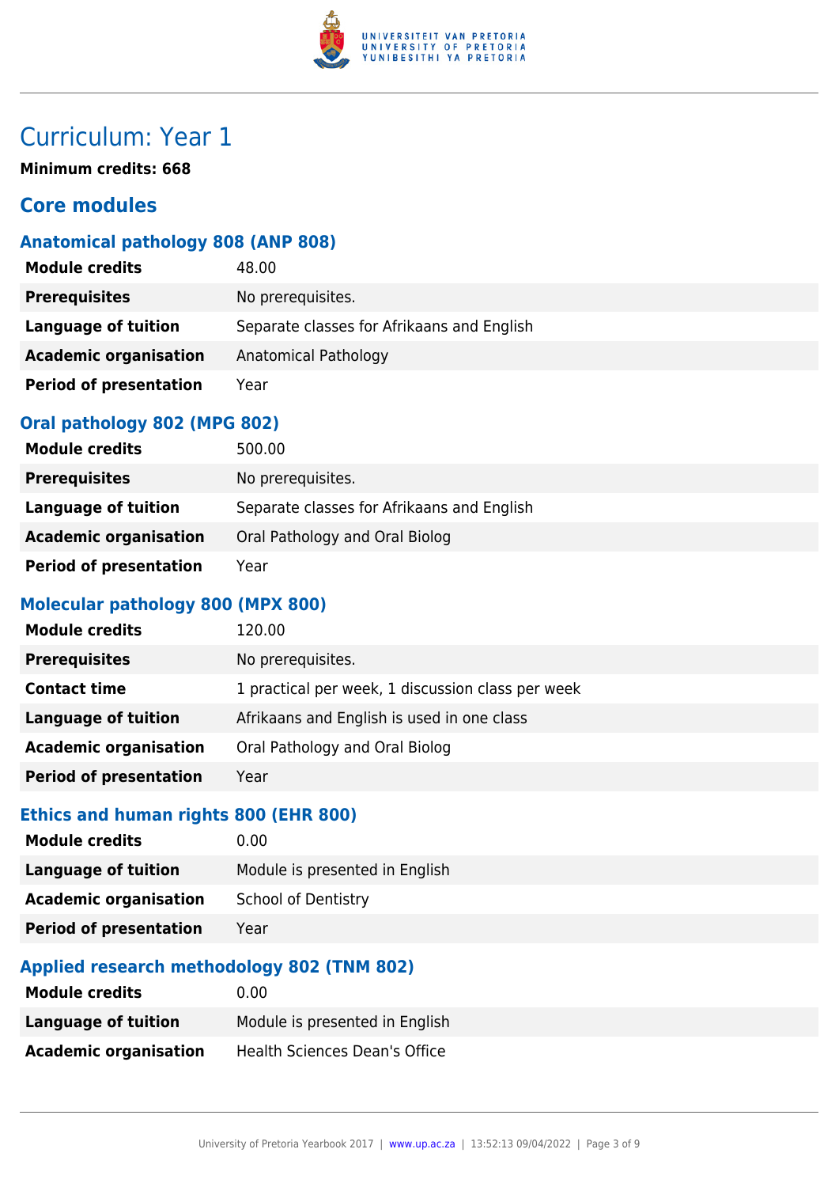# Curriculum: Year 1

**Minimum credits: 668**

## Core modules

### Anatomical pathology 808 (ANP 808)

| | |
|---|---|
| **Module credits** | 48.00 |
| **Prerequisites** | No prerequisites. |
| **Language of tuition** | Separate classes for Afrikaans and English |
| **Academic organisation** | Anatomical Pathology |
| **Period of presentation** | Year |

### Oral pathology 802 (MPG 802)

| | |
|---|---|
| **Module credits** | 500.00 |
| **Prerequisites** | No prerequisites. |
| **Language of tuition** | Separate classes for Afrikaans and English |
| **Academic organisation** | Oral Pathology and Oral Biolog |
| **Period of presentation** | Year |

### Molecular pathology 800 (MPX 800)

| | |
|---|---|
| **Module credits** | 120.00 |
| **Prerequisites** | No prerequisites. |
| **Contact time** | 1 practical per week, 1 discussion class per week |
| **Language of tuition** | Afrikaans and English is used in one class |
| **Academic organisation** | Oral Pathology and Oral Biolog |
| **Period of presentation** | Year |

### Ethics and human rights 800 (EHR 800)

| | |
|---|---|
| **Module credits** | 0.00 |
| **Language of tuition** | Module is presented in English |
| **Academic organisation** | School of Dentistry |
| **Period of presentation** | Year |

### Applied research methodology 802 (TNM 802)

| | |
|---|---|
| **Module credits** | 0.00 |
| **Language of tuition** | Module is presented in English |
| **Academic organisation** | Health Sciences Dean's Office |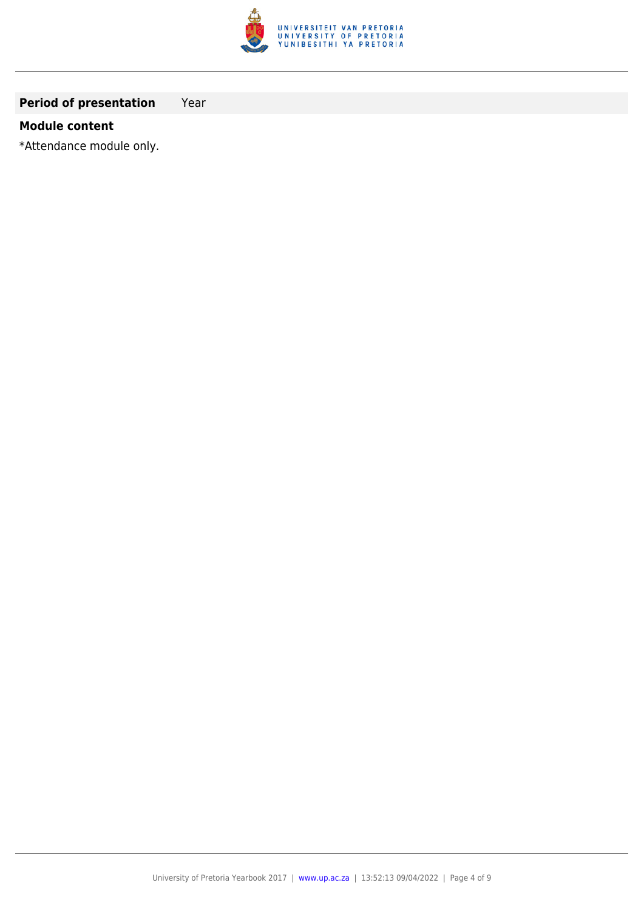| **Period of presentation** | Year |
|---|---|

**Module content**

*Attendance module only.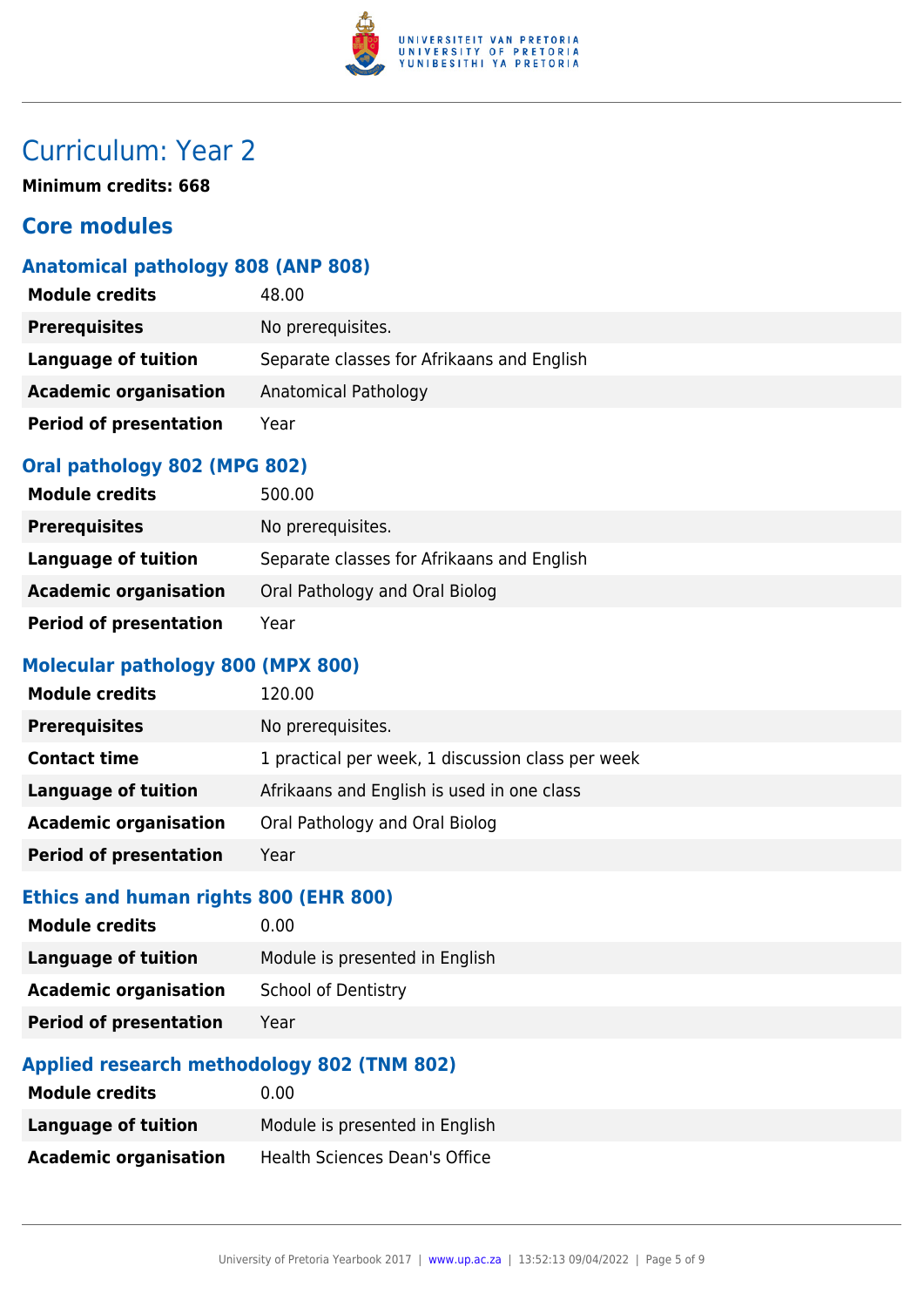# Curriculum: Year 2

**Minimum credits: 668**

## Core modules

### Anatomical pathology 808 (ANP 808)

| | |
|---|---|
| **Module credits** | 48.00 |
| **Prerequisites** | No prerequisites. |
| **Language of tuition** | Separate classes for Afrikaans and English |
| **Academic organisation** | Anatomical Pathology |
| **Period of presentation** | Year |

### Oral pathology 802 (MPG 802)

| | |
|---|---|
| **Module credits** | 500.00 |
| **Prerequisites** | No prerequisites. |
| **Language of tuition** | Separate classes for Afrikaans and English |
| **Academic organisation** | Oral Pathology and Oral Biolog |
| **Period of presentation** | Year |

### Molecular pathology 800 (MPX 800)

| | |
|---|---|
| **Module credits** | 120.00 |
| **Prerequisites** | No prerequisites. |
| **Contact time** | 1 practical per week, 1 discussion class per week |
| **Language of tuition** | Afrikaans and English is used in one class |
| **Academic organisation** | Oral Pathology and Oral Biolog |
| **Period of presentation** | Year |

### Ethics and human rights 800 (EHR 800)

| | |
|---|---|
| **Module credits** | 0.00 |
| **Language of tuition** | Module is presented in English |
| **Academic organisation** | School of Dentistry |
| **Period of presentation** | Year |

### Applied research methodology 802 (TNM 802)

| | |
|---|---|
| **Module credits** | 0.00 |
| **Language of tuition** | Module is presented in English |
| **Academic organisation** | Health Sciences Dean's Office |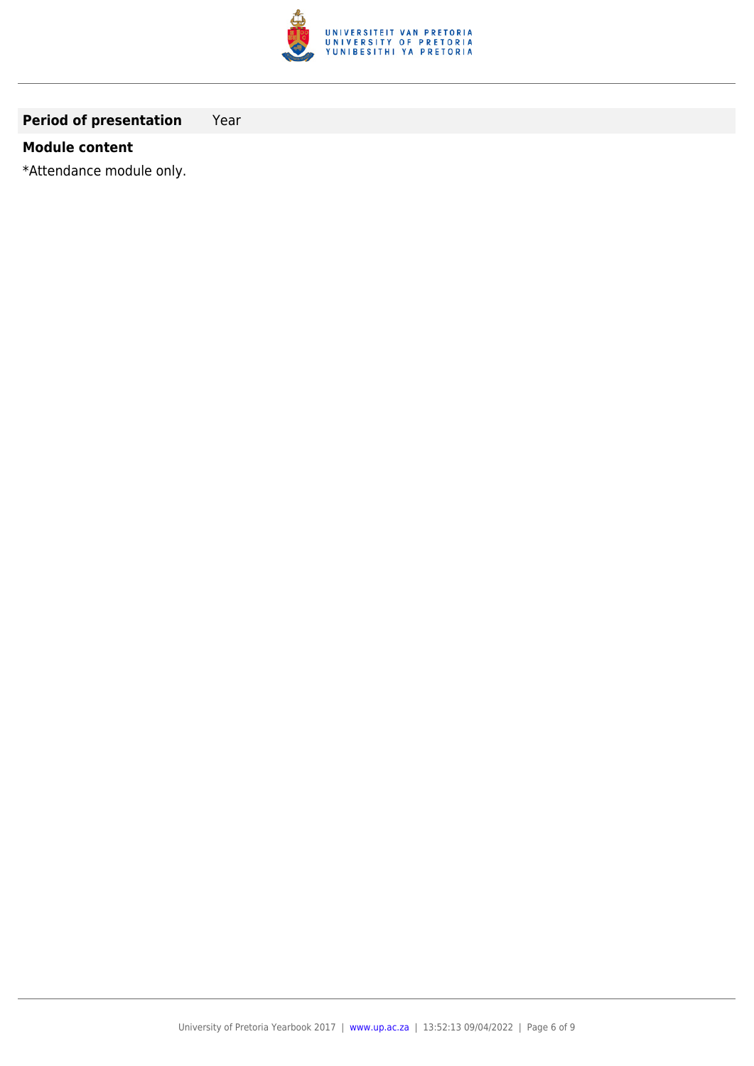| **Period of presentation** | Year |
| --- | --- |

**Module content**

*Attendance module only.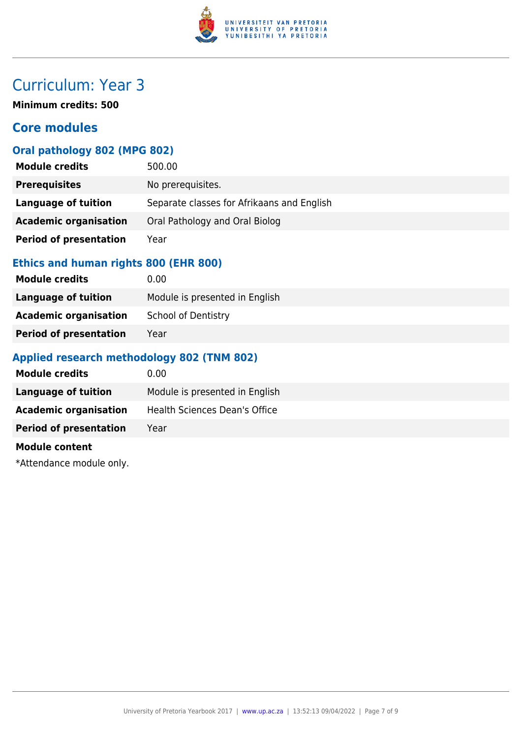# Curriculum: Year 3

**Minimum credits: 500**

## Core modules

### Oral pathology 802 (MPG 802)

| | |
|---|---|
| **Module credits** | 500.00 |
| **Prerequisites** | No prerequisites. |
| **Language of tuition** | Separate classes for Afrikaans and English |
| **Academic organisation** | Oral Pathology and Oral Biolog |
| **Period of presentation** | Year |

### Ethics and human rights 800 (EHR 800)

| | |
|---|---|
| **Module credits** | 0.00 |
| **Language of tuition** | Module is presented in English |
| **Academic organisation** | School of Dentistry |
| **Period of presentation** | Year |

### Applied research methodology 802 (TNM 802)

| | |
|---|---|
| **Module credits** | 0.00 |
| **Language of tuition** | Module is presented in English |
| **Academic organisation** | Health Sciences Dean's Office |
| **Period of presentation** | Year |

**Module content**

*Attendance module only.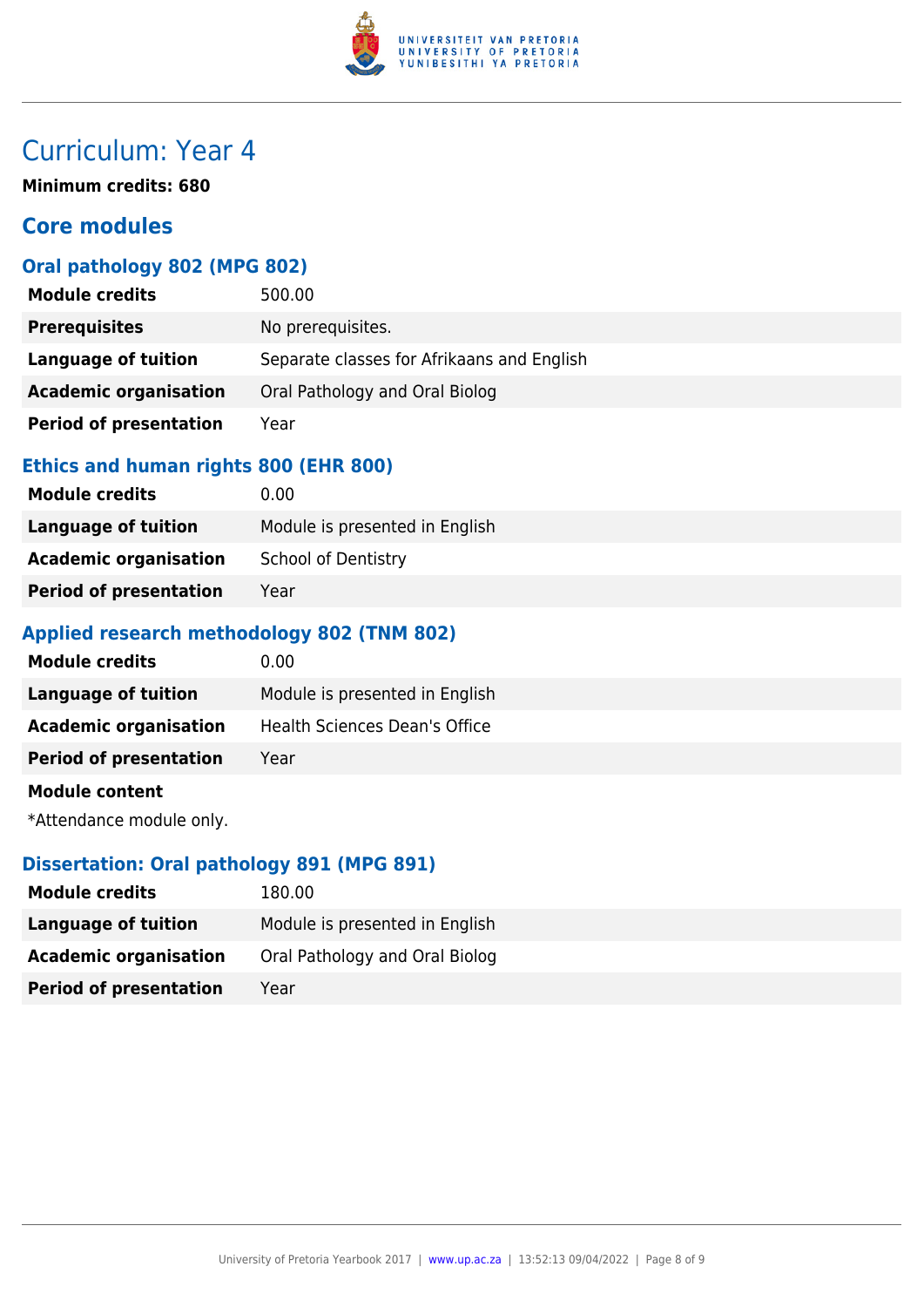# Curriculum: Year 4

**Minimum credits: 680**

## Core modules

### Oral pathology 802 (MPG 802)

| | |
|---|---|
| **Module credits** | 500.00 |
| **Prerequisites** | No prerequisites. |
| **Language of tuition** | Separate classes for Afrikaans and English |
| **Academic organisation** | Oral Pathology and Oral Biolog |
| **Period of presentation** | Year |

### Ethics and human rights 800 (EHR 800)

| | |
|---|---|
| **Module credits** | 0.00 |
| **Language of tuition** | Module is presented in English |
| **Academic organisation** | School of Dentistry |
| **Period of presentation** | Year |

### Applied research methodology 802 (TNM 802)

| | |
|---|---|
| **Module credits** | 0.00 |
| **Language of tuition** | Module is presented in English |
| **Academic organisation** | Health Sciences Dean's Office |
| **Period of presentation** | Year |

**Module content**

*Attendance module only.

### Dissertation: Oral pathology 891 (MPG 891)

| | |
|---|---|
| **Module credits** | 180.00 |
| **Language of tuition** | Module is presented in English |
| **Academic organisation** | Oral Pathology and Oral Biolog |
| **Period of presentation** | Year |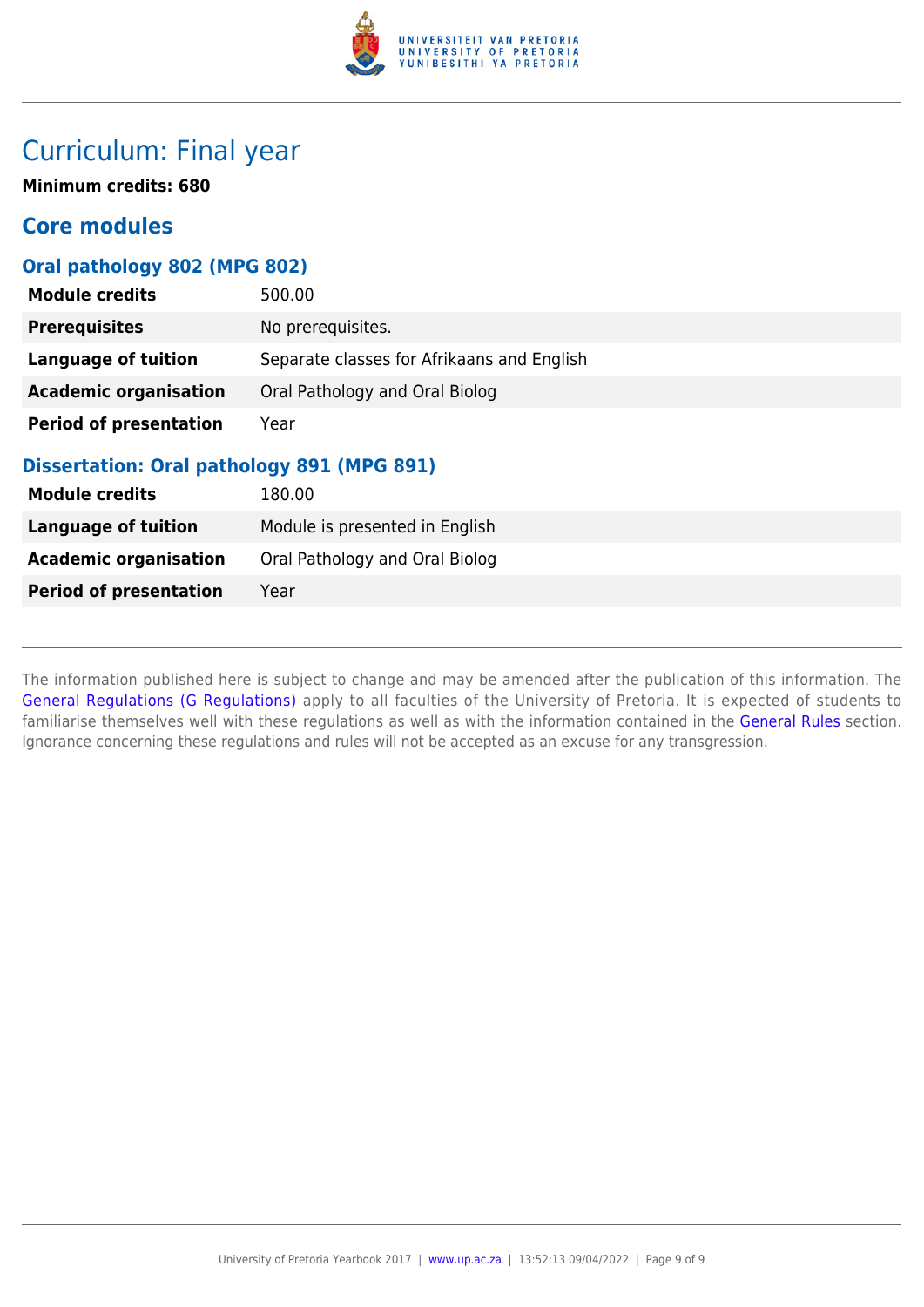# Curriculum: Final year

**Minimum credits: 680**

## Core modules

### Oral pathology 802 (MPG 802)

| | |
|---|---|
| **Module credits** | 500.00 |
| **Prerequisites** | No prerequisites. |
| **Language of tuition** | Separate classes for Afrikaans and English |
| **Academic organisation** | Oral Pathology and Oral Biolog |
| **Period of presentation** | Year |

### Dissertation: Oral pathology 891 (MPG 891)

| | |
|---|---|
| **Module credits** | 180.00 |
| **Language of tuition** | Module is presented in English |
| **Academic organisation** | Oral Pathology and Oral Biolog |
| **Period of presentation** | Year |

The information published here is subject to change and may be amended after the publication of this information. The General Regulations (G Regulations) apply to all faculties of the University of Pretoria. It is expected of students to familiarise themselves well with these regulations as well as with the information contained in the General Rules section. Ignorance concerning these regulations and rules will not be accepted as an excuse for any transgression.